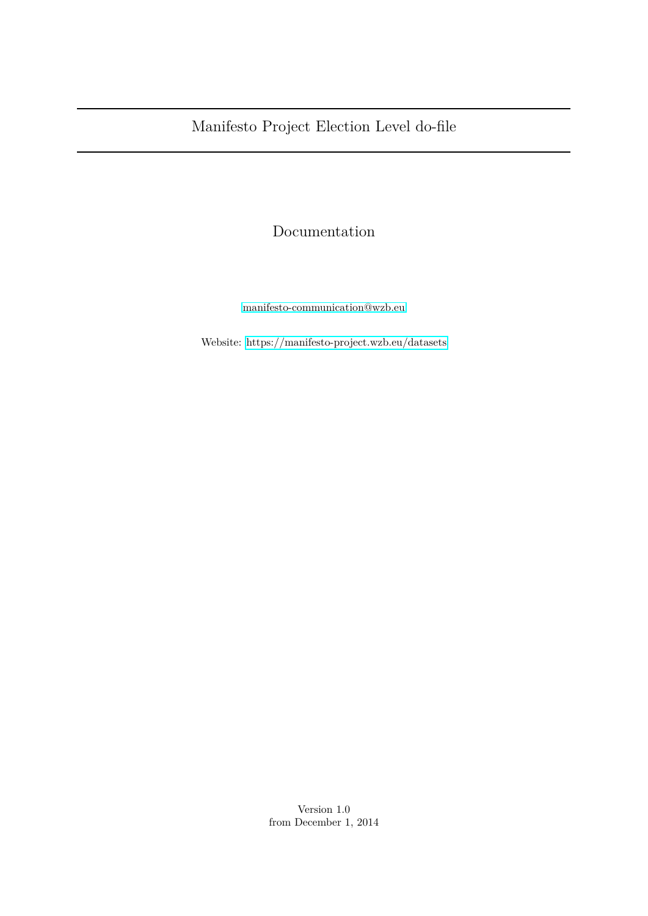# Manifesto Project Election Level do-file

## Documentation

manifesto-communication@wzb.eu

Website: https://manifesto-project.wzb.eu/datasets

Version 1.0
from December 1, 2014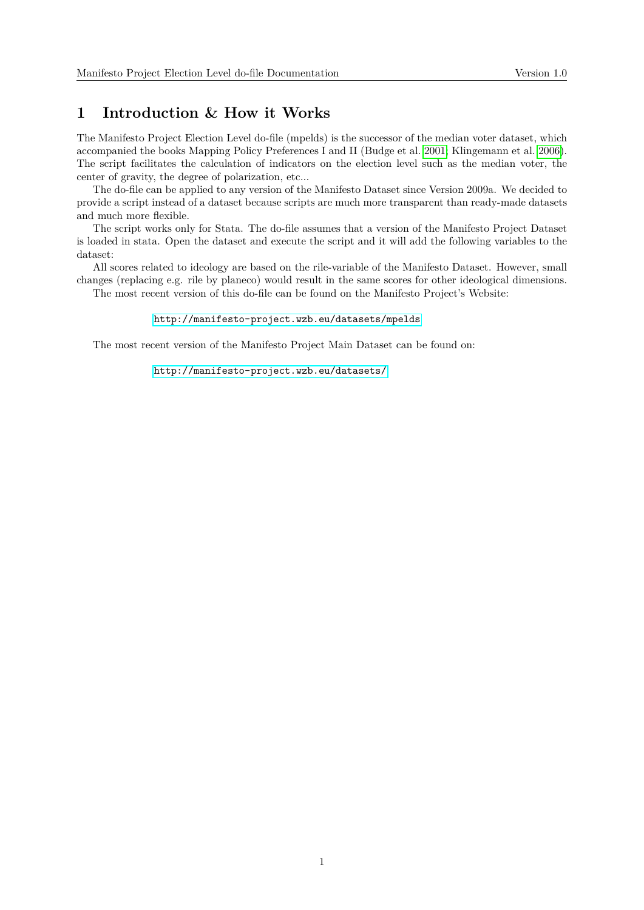# 1 Introduction & How it Works

The Manifesto Project Election Level do-file (mpelds) is the successor of the median voter dataset, which accompanied the books Mapping Policy Preferences I and II (Budge et al. 2001; Klingemann et al. 2006). The script facilitates the calculation of indicators on the election level such as the median voter, the center of gravity, the degree of polarization, etc...

The do-file can be applied to any version of the Manifesto Dataset since Version 2009a. We decided to provide a script instead of a dataset because scripts are much more transparent than ready-made datasets and much more flexible.

The script works only for Stata. The do-file assumes that a version of the Manifesto Project Dataset is loaded in stata. Open the dataset and execute the script and it will add the following variables to the dataset:

All scores related to ideology are based on the rile-variable of the Manifesto Dataset. However, small changes (replacing e.g. rile by planeco) would result in the same scores for other ideological dimensions.

The most recent version of this do-file can be found on the Manifesto Project's Website:

http://manifesto-project.wzb.eu/datasets/mpelds

The most recent version of the Manifesto Project Main Dataset can be found on:

http://manifesto-project.wzb.eu/datasets/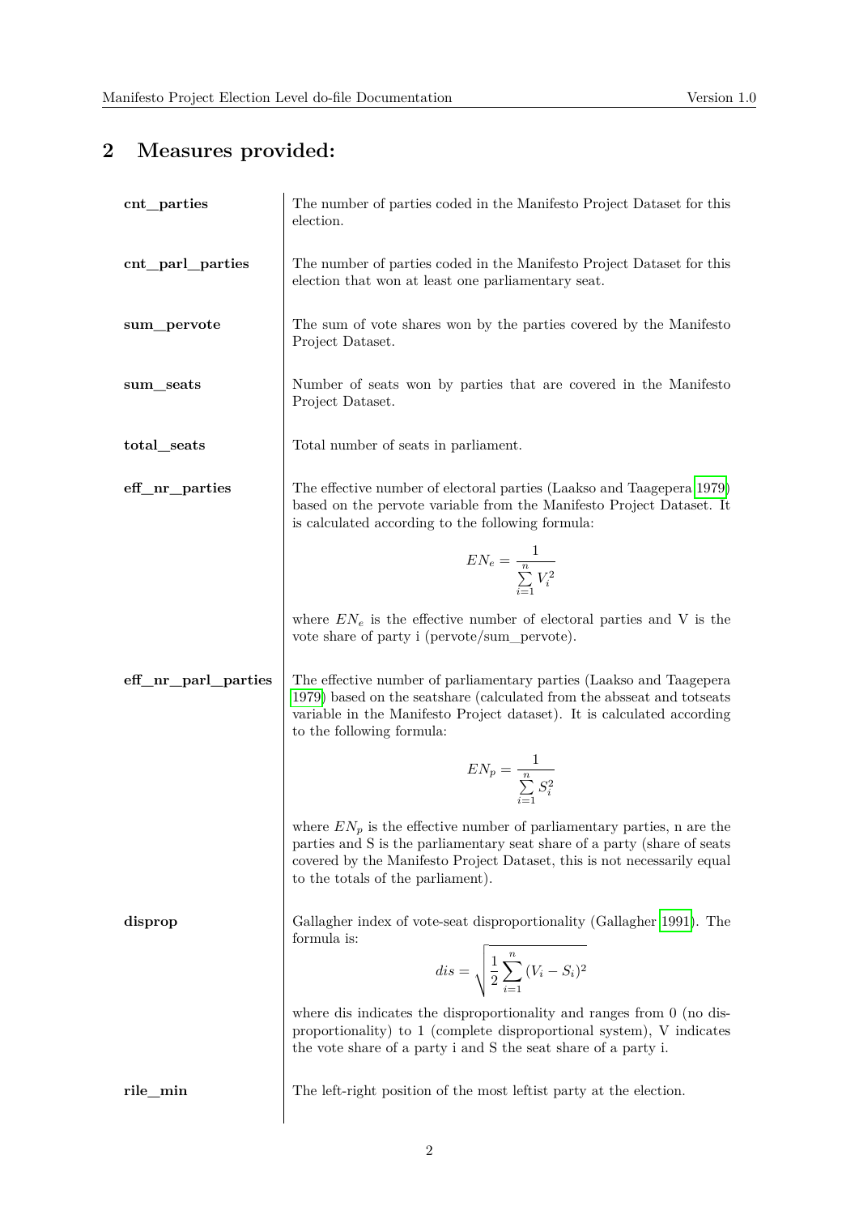## 2 Measures provided:

**cnt_parties**

The number of parties coded in the Manifesto Project Dataset for this election.

**cnt_parl_parties**

The number of parties coded in the Manifesto Project Dataset for this election that won at least one parliamentary seat.

**sum_pervote**

The sum of vote shares won by the parties covered by the Manifesto Project Dataset.

**sum_seats**

Number of seats won by parties that are covered in the Manifesto Project Dataset.

**total_seats**

Total number of seats in parliament.

**eff_nr_parties**

The effective number of electoral parties (Laakso and Taagepera 1979) based on the pervote variable from the Manifesto Project Dataset. It is calculated according to the following formula:

$$EN_e = \frac{1}{\sum_{i=1}^{n} V_i^2}$$

where $EN_e$ is the effective number of electoral parties and V is the vote share of party i (pervote/sum_pervote).

**eff_nr_parl_parties**

The effective number of parliamentary parties (Laakso and Taagepera 1979) based on the seatshare (calculated from the absseat and totseats variable in the Manifesto Project dataset). It is calculated according to the following formula:

$$EN_p = \frac{1}{\sum_{i=1}^{n} S_i^2}$$

where $EN_p$ is the effective number of parliamentary parties, n are the parties and S is the parliamentary seat share of a party (share of seats covered by the Manifesto Project Dataset, this is not necessarily equal to the totals of the parliament).

**disprop**

Gallagher index of vote-seat disproportionality (Gallagher 1991). The formula is:

$$dis = \sqrt{\frac{1}{2}\sum_{i=1}^{n}(V_i - S_i)^2}$$

where dis indicates the disproportionality and ranges from 0 (no disproportionality) to 1 (complete disproportional system), V indicates the vote share of a party i and S the seat share of a party i.

**rile_min**

The left-right position of the most leftist party at the election.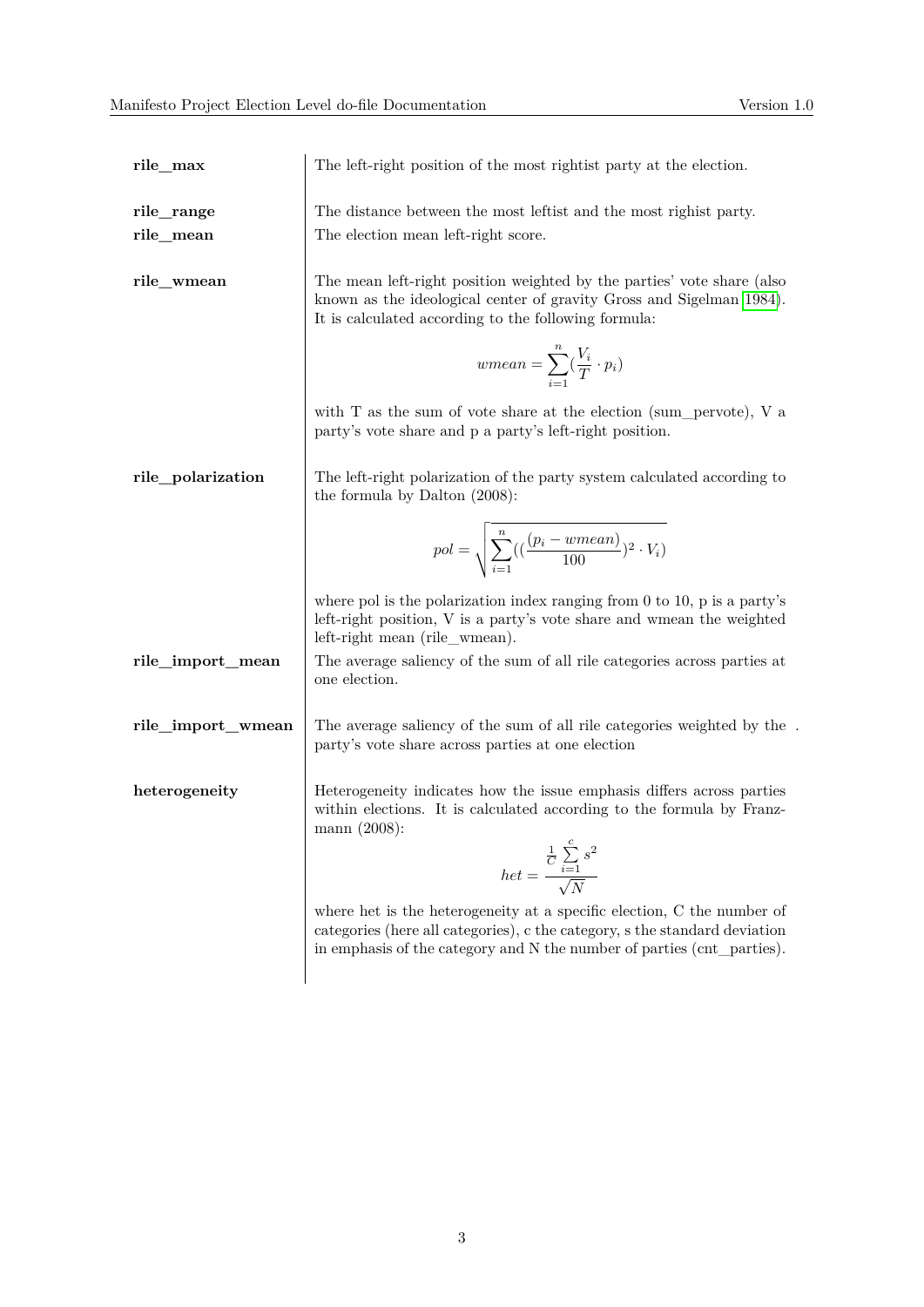**rile_max**

The left-right position of the most rightist party at the election.

**rile_range**

The distance between the most leftist and the most righist party.

**rile_mean**

The election mean left-right score.

**rile_wmean**

The mean left-right position weighted by the parties' vote share (also known as the ideological center of gravity Gross and Sigelman 1984). It is calculated according to the following formula:

$$wmean = \sum_{i=1}^{n} \left(\frac{V_i}{T} \cdot p_i\right)$$

with T as the sum of vote share at the election (sum_pervote), V a party's vote share and p a party's left-right position.

**rile_polarization**

The left-right polarization of the party system calculated according to the formula by Dalton (2008):

$$pol = \sqrt{\sum_{i=1}^{n} \left(\left(\frac{(p_i - wmean)}{100}\right)^2 \cdot V_i\right)}$$

where pol is the polarization index ranging from 0 to 10, p is a party's left-right position, V is a party's vote share and wmean the weighted left-right mean (rile_wmean).

**rile_import_mean**

The average saliency of the sum of all rile categories across parties at one election.

**rile_import_wmean**

The average saliency of the sum of all rile categories weighted by the party's vote share across parties at one election .

**heterogeneity**

Heterogeneity indicates how the issue emphasis differs across parties within elections. It is calculated according to the formula by Franzmann (2008):

$$het = \frac{\frac{1}{C} \sum_{i=1}^{c} s^2}{\sqrt{N}}$$

where het is the heterogeneity at a specific election, C the number of categories (here all categories), c the category, s the standard deviation in emphasis of the category and N the number of parties (cnt_parties).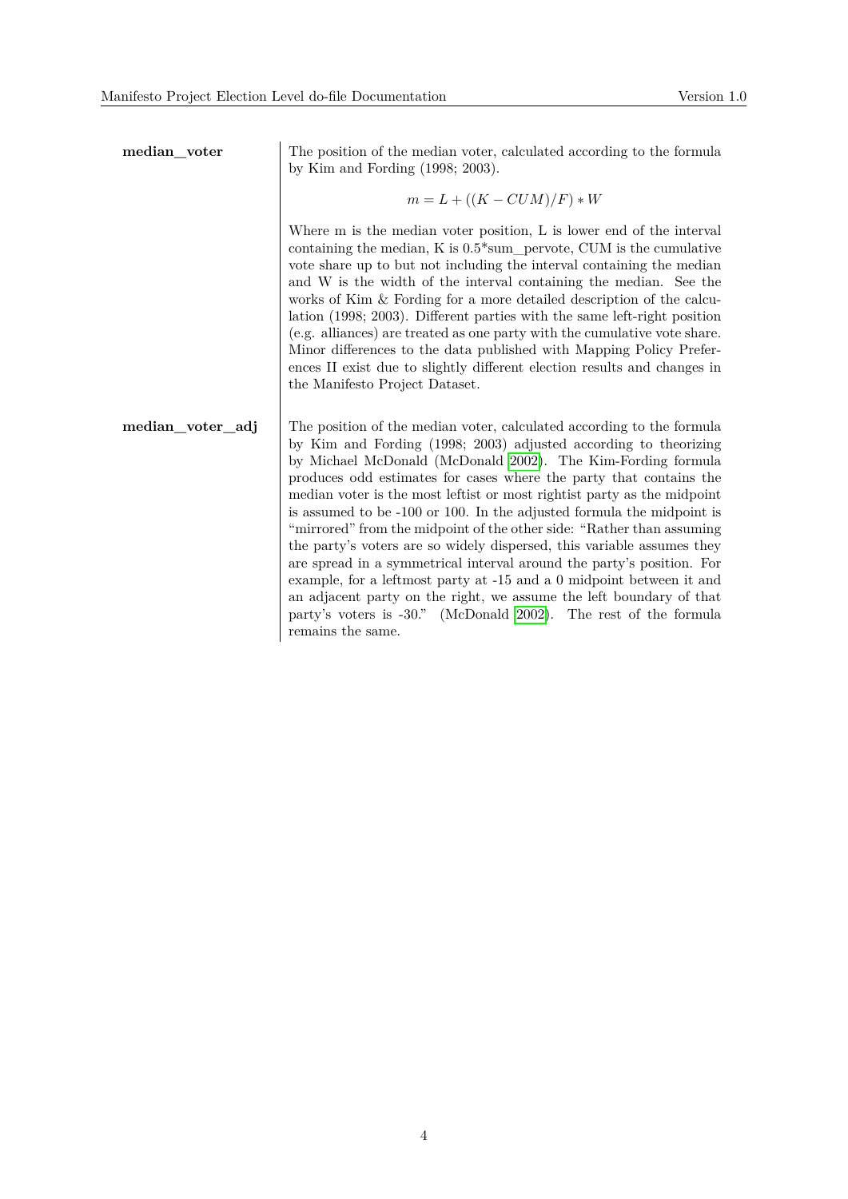**median_voter**

The position of the median voter, calculated according to the formula by Kim and Fording (1998; 2003).

$$m = L + ((K - CUM)/F) * W$$

Where m is the median voter position, L is lower end of the interval containing the median, K is 0.5*sum_pervote, CUM is the cumulative vote share up to but not including the interval containing the median and W is the width of the interval containing the median. See the works of Kim & Fording for a more detailed description of the calculation (1998; 2003). Different parties with the same left-right position (e.g. alliances) are treated as one party with the cumulative vote share. Minor differences to the data published with Mapping Policy Preferences II exist due to slightly different election results and changes in the Manifesto Project Dataset.

**median_voter_adj**

The position of the median voter, calculated according to the formula by Kim and Fording (1998; 2003) adjusted according to theorizing by Michael McDonald (McDonald 2002). The Kim-Fording formula produces odd estimates for cases where the party that contains the median voter is the most leftist or most rightist party as the midpoint is assumed to be -100 or 100. In the adjusted formula the midpoint is "mirrored" from the midpoint of the other side: "Rather than assuming the party's voters are so widely dispersed, this variable assumes they are spread in a symmetrical interval around the party's position. For example, for a leftmost party at -15 and a 0 midpoint between it and an adjacent party on the right, we assume the left boundary of that party's voters is -30." (McDonald 2002). The rest of the formula remains the same.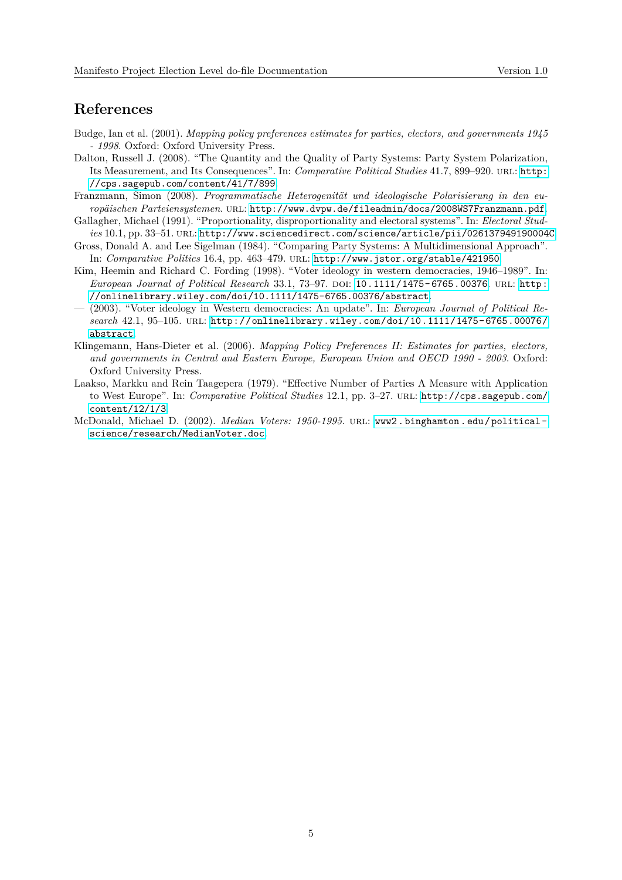# References

Budge, Ian et al. (2001). *Mapping policy preferences estimates for parties, electors, and governments 1945 - 1998*. Oxford: Oxford University Press.

Dalton, Russell J. (2008). "The Quantity and the Quality of Party Systems: Party System Polarization, Its Measurement, and Its Consequences". In: *Comparative Political Studies* 41.7, 899–920. URL: http://cps.sagepub.com/content/41/7/899.

Franzmann, Simon (2008). *Programmatische Heterogenität und ideologische Polarisierung in den europäischen Parteiensystemen*. URL: http://www.dvpw.de/fileadmin/docs/2008WS7Franzmann.pdf.

Gallagher, Michael (1991). "Proportionality, disproportionality and electoral systems". In: *Electoral Studies* 10.1, pp. 33–51. URL: http://www.sciencedirect.com/science/article/pii/026137949190004C.

Gross, Donald A. and Lee Sigelman (1984). "Comparing Party Systems: A Multidimensional Approach". In: *Comparative Politics* 16.4, pp. 463–479. URL: http://www.jstor.org/stable/421950.

Kim, Heemin and Richard C. Fording (1998). "Voter ideology in western democracies, 1946–1989". In: *European Journal of Political Research* 33.1, 73–97. DOI: 10.1111/1475-6765.00376. URL: http://onlinelibrary.wiley.com/doi/10.1111/1475-6765.00376/abstract.

— (2003). "Voter ideology in Western democracies: An update". In: *European Journal of Political Research* 42.1, 95–105. URL: http://onlinelibrary.wiley.com/doi/10.1111/1475-6765.00076/abstract.

Klingemann, Hans-Dieter et al. (2006). *Mapping Policy Preferences II: Estimates for parties, electors, and governments in Central and Eastern Europe, European Union and OECD 1990 - 2003*. Oxford: Oxford University Press.

Laakso, Markku and Rein Taagepera (1979). "Effective Number of Parties A Measure with Application to West Europe". In: *Comparative Political Studies* 12.1, pp. 3–27. URL: http://cps.sagepub.com/content/12/1/3.

McDonald, Michael D. (2002). *Median Voters: 1950-1995*. URL: www2.binghamton.edu/political-science/research/MedianVoter.doc.